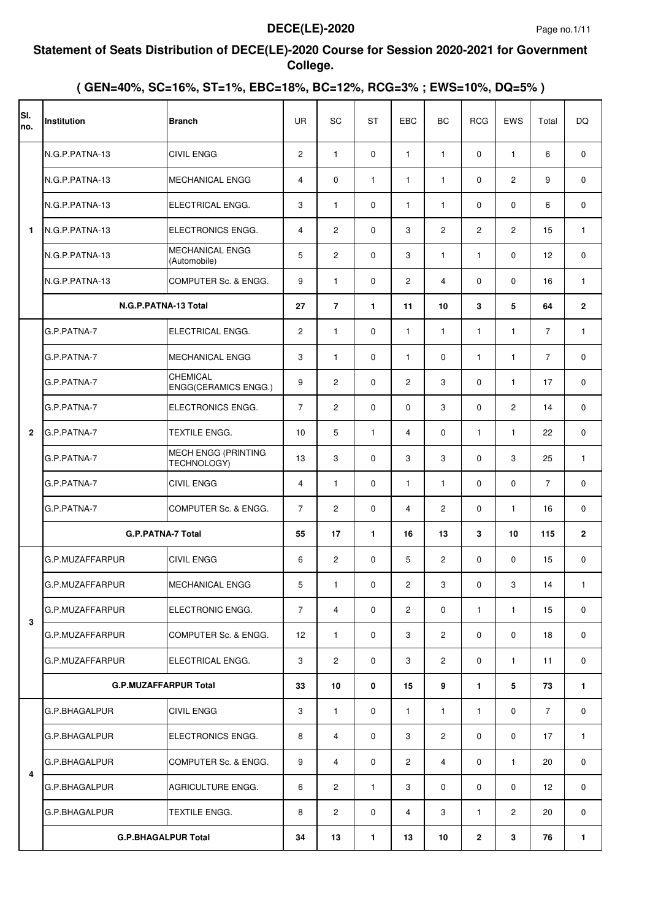# DECE(LE)-2020

## Statement of Seats Distribution of DECE(LE)-2020 Course for Session 2020-2021 for Government College.

### ( GEN=40%, SC=16%, ST=1%, EBC=18%, BC=12%, RCG=3% ; EWS=10%, DQ=5% )

| Sl. no. | Institution | Branch | UR | SC | ST | EBC | BC | RCG | EWS | Total | DQ |
|---|---|---|---|---|---|---|---|---|---|---|---|
| 1 | N.G.P.PATNA-13 | CIVIL ENGG | 2 | 1 | 0 | 1 | 1 | 0 | 1 | 6 | 0 |
| | N.G.P.PATNA-13 | MECHANICAL ENGG | 4 | 0 | 1 | 1 | 1 | 0 | 2 | 9 | 0 |
| | N.G.P.PATNA-13 | ELECTRICAL ENGG. | 3 | 1 | 0 | 1 | 1 | 0 | 0 | 6 | 0 |
| | N.G.P.PATNA-13 | ELECTRONICS ENGG. | 4 | 2 | 0 | 3 | 2 | 2 | 2 | 15 | 1 |
| | N.G.P.PATNA-13 | MECHANICAL ENGG (Automobile) | 5 | 2 | 0 | 3 | 1 | 1 | 0 | 12 | 0 |
| | N.G.P.PATNA-13 | COMPUTER Sc. & ENGG. | 9 | 1 | 0 | 2 | 4 | 0 | 0 | 16 | 1 |
| | **N.G.P.PATNA-13 Total** | | **27** | **7** | **1** | **11** | **10** | **3** | **5** | **64** | **2** |
| 2 | G.P.PATNA-7 | ELECTRICAL ENGG. | 2 | 1 | 0 | 1 | 1 | 1 | 1 | 7 | 1 |
| | G.P.PATNA-7 | MECHANICAL ENGG | 3 | 1 | 0 | 1 | 0 | 1 | 1 | 7 | 0 |
| | G.P.PATNA-7 | CHEMICAL ENGG(CERAMICS ENGG.) | 9 | 2 | 0 | 2 | 3 | 0 | 1 | 17 | 0 |
| | G.P.PATNA-7 | ELECTRONICS ENGG. | 7 | 2 | 0 | 0 | 3 | 0 | 2 | 14 | 0 |
| | G.P.PATNA-7 | TEXTILE ENGG. | 10 | 5 | 1 | 4 | 0 | 1 | 1 | 22 | 0 |
| | G.P.PATNA-7 | MECH ENGG (PRINTING TECHNOLOGY) | 13 | 3 | 0 | 3 | 3 | 0 | 3 | 25 | 1 |
| | G.P.PATNA-7 | CIVIL ENGG | 4 | 1 | 0 | 1 | 1 | 0 | 0 | 7 | 0 |
| | G.P.PATNA-7 | COMPUTER Sc. & ENGG. | 7 | 2 | 0 | 4 | 2 | 0 | 1 | 16 | 0 |
| | **G.P.PATNA-7 Total** | | **55** | **17** | **1** | **16** | **13** | **3** | **10** | **115** | **2** |
| 3 | G.P.MUZAFFARPUR | CIVIL ENGG | 6 | 2 | 0 | 5 | 2 | 0 | 0 | 15 | 0 |
| | G.P.MUZAFFARPUR | MECHANICAL ENGG | 5 | 1 | 0 | 2 | 3 | 0 | 3 | 14 | 1 |
| | G.P.MUZAFFARPUR | ELECTRONIC ENGG. | 7 | 4 | 0 | 2 | 0 | 1 | 1 | 15 | 0 |
| | G.P.MUZAFFARPUR | COMPUTER Sc. & ENGG. | 12 | 1 | 0 | 3 | 2 | 0 | 0 | 18 | 0 |
| | G.P.MUZAFFARPUR | ELECTRICAL ENGG. | 3 | 2 | 0 | 3 | 2 | 0 | 1 | 11 | 0 |
| | **G.P.MUZAFFARPUR Total** | | **33** | **10** | **0** | **15** | **9** | **1** | **5** | **73** | **1** |
| 4 | G.P.BHAGALPUR | CIVIL ENGG | 3 | 1 | 0 | 1 | 1 | 1 | 0 | 7 | 0 |
| | G.P.BHAGALPUR | ELECTRONICS ENGG. | 8 | 4 | 0 | 3 | 2 | 0 | 0 | 17 | 1 |
| | G.P.BHAGALPUR | COMPUTER Sc. & ENGG. | 9 | 4 | 0 | 2 | 4 | 0 | 1 | 20 | 0 |
| | G.P.BHAGALPUR | AGRICULTURE ENGG. | 6 | 2 | 1 | 3 | 0 | 0 | 0 | 12 | 0 |
| | G.P.BHAGALPUR | TEXTILE ENGG. | 8 | 2 | 0 | 4 | 3 | 1 | 2 | 20 | 0 |
| | **G.P.BHAGALPUR Total** | | **34** | **13** | **1** | **13** | **10** | **2** | **3** | **76** | **1** |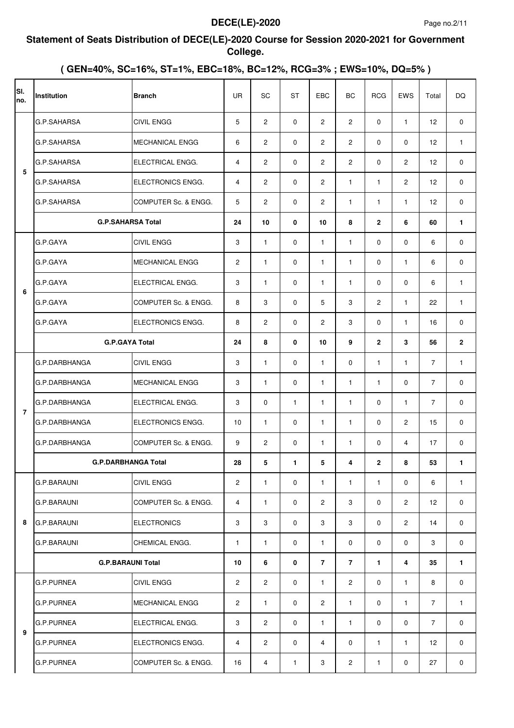## Statement of Seats Distribution of DECE(LE)-2020 Course for Session 2020-2021 for Government College.

### ( GEN=40%, SC=16%, ST=1%, EBC=18%, BC=12%, RCG=3% ; EWS=10%, DQ=5% )

| Sl. no. | Institution | Branch | UR | SC | ST | EBC | BC | RCG | EWS | Total | DQ |
|---|---|---|---|---|---|---|---|---|---|---|---|
| 5 | G.P.SAHARSA | CIVIL ENGG | 5 | 2 | 0 | 2 | 2 | 0 | 1 | 12 | 0 |
| | G.P.SAHARSA | MECHANICAL ENGG | 6 | 2 | 0 | 2 | 2 | 0 | 0 | 12 | 1 |
| | G.P.SAHARSA | ELECTRICAL ENGG. | 4 | 2 | 0 | 2 | 2 | 0 | 2 | 12 | 0 |
| | G.P.SAHARSA | ELECTRONICS ENGG. | 4 | 2 | 0 | 2 | 1 | 1 | 2 | 12 | 0 |
| | G.P.SAHARSA | COMPUTER Sc. & ENGG. | 5 | 2 | 0 | 2 | 1 | 1 | 1 | 12 | 0 |
| | **G.P.SAHARSA Total** | | **24** | **10** | **0** | **10** | **8** | **2** | **6** | **60** | **1** |
| 6 | G.P.GAYA | CIVIL ENGG | 3 | 1 | 0 | 1 | 1 | 0 | 0 | 6 | 0 |
| | G.P.GAYA | MECHANICAL ENGG | 2 | 1 | 0 | 1 | 1 | 0 | 1 | 6 | 0 |
| | G.P.GAYA | ELECTRICAL ENGG. | 3 | 1 | 0 | 1 | 1 | 0 | 0 | 6 | 1 |
| | G.P.GAYA | COMPUTER Sc. & ENGG. | 8 | 3 | 0 | 5 | 3 | 2 | 1 | 22 | 1 |
| | G.P.GAYA | ELECTRONICS ENGG. | 8 | 2 | 0 | 2 | 3 | 0 | 1 | 16 | 0 |
| | **G.P.GAYA Total** | | **24** | **8** | **0** | **10** | **9** | **2** | **3** | **56** | **2** |
| 7 | G.P.DARBHANGA | CIVIL ENGG | 3 | 1 | 0 | 1 | 0 | 1 | 1 | 7 | 1 |
| | G.P.DARBHANGA | MECHANICAL ENGG | 3 | 1 | 0 | 1 | 1 | 1 | 0 | 7 | 0 |
| | G.P.DARBHANGA | ELECTRICAL ENGG. | 3 | 0 | 1 | 1 | 1 | 0 | 1 | 7 | 0 |
| | G.P.DARBHANGA | ELECTRONICS ENGG. | 10 | 1 | 0 | 1 | 1 | 0 | 2 | 15 | 0 |
| | G.P.DARBHANGA | COMPUTER Sc. & ENGG. | 9 | 2 | 0 | 1 | 1 | 0 | 4 | 17 | 0 |
| | **G.P.DARBHANGA Total** | | **28** | **5** | **1** | **5** | **4** | **2** | **8** | **53** | **1** |
| 8 | G.P.BARAUNI | CIVIL ENGG | 2 | 1 | 0 | 1 | 1 | 1 | 0 | 6 | 1 |
| | G.P.BARAUNI | COMPUTER Sc. & ENGG. | 4 | 1 | 0 | 2 | 3 | 0 | 2 | 12 | 0 |
| | G.P.BARAUNI | ELECTRONICS | 3 | 3 | 0 | 3 | 3 | 0 | 2 | 14 | 0 |
| | G.P.BARAUNI | CHEMICAL ENGG. | 1 | 1 | 0 | 1 | 0 | 0 | 0 | 3 | 0 |
| | **G.P.BARAUNI Total** | | **10** | **6** | **0** | **7** | **7** | **1** | **4** | **35** | **1** |
| 9 | G.P.PURNEA | CIVIL ENGG | 2 | 2 | 0 | 1 | 2 | 0 | 1 | 8 | 0 |
| | G.P.PURNEA | MECHANICAL ENGG | 2 | 1 | 0 | 2 | 1 | 0 | 1 | 7 | 1 |
| | G.P.PURNEA | ELECTRICAL ENGG. | 3 | 2 | 0 | 1 | 1 | 0 | 0 | 7 | 0 |
| | G.P.PURNEA | ELECTRONICS ENGG. | 4 | 2 | 0 | 4 | 0 | 1 | 1 | 12 | 0 |
| | G.P.PURNEA | COMPUTER Sc. & ENGG. | 16 | 4 | 1 | 3 | 2 | 1 | 0 | 27 | 0 |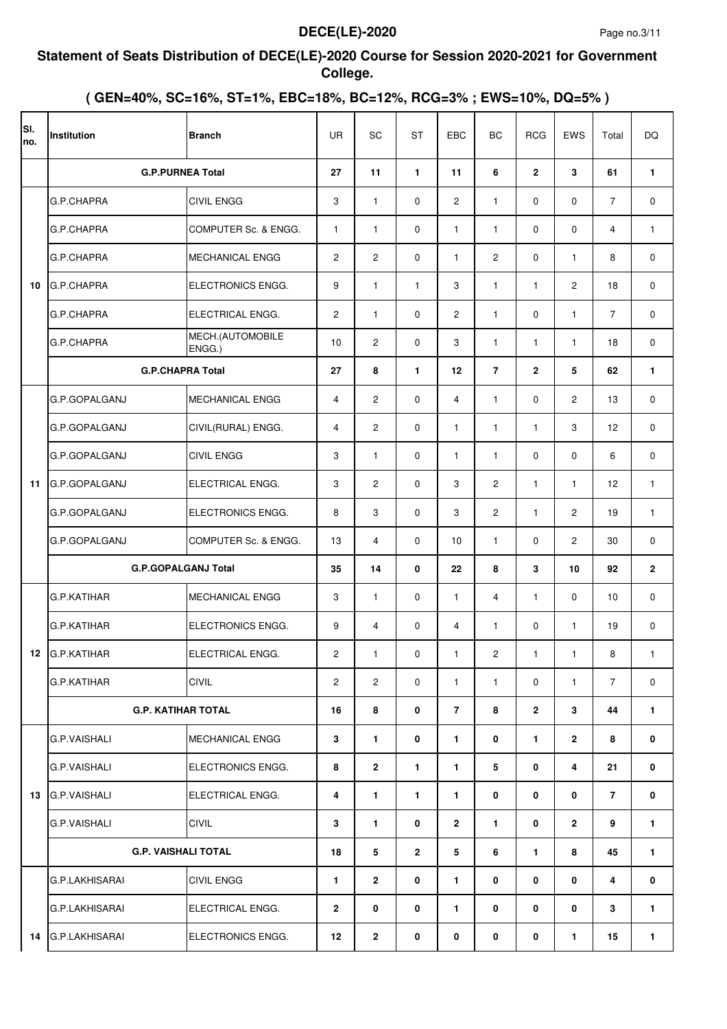# Statement of Seats Distribution of DECE(LE)-2020 Course for Session 2020-2021 for Government College.

## ( GEN=40%, SC=16%, ST=1%, EBC=18%, BC=12%, RCG=3% ; EWS=10%, DQ=5% )

| Sl. no. | Institution | Branch | UR | SC | ST | EBC | BC | RCG | EWS | Total | DQ |
|---|---|---|---|---|---|---|---|---|---|---|---|
| | **G.P.PURNEA Total** | | **27** | **11** | **1** | **11** | **6** | **2** | **3** | **61** | **1** |
| 10 | G.P.CHAPRA | CIVIL ENGG | 3 | 1 | 0 | 2 | 1 | 0 | 0 | 7 | 0 |
| | G.P.CHAPRA | COMPUTER Sc. & ENGG. | 1 | 1 | 0 | 1 | 1 | 0 | 0 | 4 | 1 |
| | G.P.CHAPRA | MECHANICAL ENGG | 2 | 2 | 0 | 1 | 2 | 0 | 1 | 8 | 0 |
| | G.P.CHAPRA | ELECTRONICS ENGG. | 9 | 1 | 1 | 3 | 1 | 1 | 2 | 18 | 0 |
| | G.P.CHAPRA | ELECTRICAL ENGG. | 2 | 1 | 0 | 2 | 1 | 0 | 1 | 7 | 0 |
| | G.P.CHAPRA | MECH.(AUTOMOBILE ENGG.) | 10 | 2 | 0 | 3 | 1 | 1 | 1 | 18 | 0 |
| | **G.P.CHAPRA Total** | | **27** | **8** | **1** | **12** | **7** | **2** | **5** | **62** | **1** |
| 11 | G.P.GOPALGANJ | MECHANICAL ENGG | 4 | 2 | 0 | 4 | 1 | 0 | 2 | 13 | 0 |
| | G.P.GOPALGANJ | CIVIL(RURAL) ENGG. | 4 | 2 | 0 | 1 | 1 | 1 | 3 | 12 | 0 |
| | G.P.GOPALGANJ | CIVIL ENGG | 3 | 1 | 0 | 1 | 1 | 0 | 0 | 6 | 0 |
| | G.P.GOPALGANJ | ELECTRICAL ENGG. | 3 | 2 | 0 | 3 | 2 | 1 | 1 | 12 | 1 |
| | G.P.GOPALGANJ | ELECTRONICS ENGG. | 8 | 3 | 0 | 3 | 2 | 1 | 2 | 19 | 1 |
| | G.P.GOPALGANJ | COMPUTER Sc. & ENGG. | 13 | 4 | 0 | 10 | 1 | 0 | 2 | 30 | 0 |
| | **G.P.GOPALGANJ Total** | | **35** | **14** | **0** | **22** | **8** | **3** | **10** | **92** | **2** |
| 12 | G.P.KATIHAR | MECHANICAL ENGG | 3 | 1 | 0 | 1 | 4 | 1 | 0 | 10 | 0 |
| | G.P.KATIHAR | ELECTRONICS ENGG. | 9 | 4 | 0 | 4 | 1 | 0 | 1 | 19 | 0 |
| | G.P.KATIHAR | ELECTRICAL ENGG. | 2 | 1 | 0 | 1 | 2 | 1 | 1 | 8 | 1 |
| | G.P.KATIHAR | CIVIL | 2 | 2 | 0 | 1 | 1 | 0 | 1 | 7 | 0 |
| | **G.P. KATIHAR TOTAL** | | **16** | **8** | **0** | **7** | **8** | **2** | **3** | **44** | **1** |
| 13 | G.P.VAISHALI | MECHANICAL ENGG | **3** | **1** | **0** | **1** | **0** | **1** | **2** | **8** | **0** |
| | G.P.VAISHALI | ELECTRONICS ENGG. | **8** | **2** | **1** | **1** | **5** | **0** | **4** | **21** | **0** |
| | G.P.VAISHALI | ELECTRICAL ENGG. | **4** | **1** | **1** | **1** | **0** | **0** | **0** | **7** | **0** |
| | G.P.VAISHALI | CIVIL | **3** | **1** | **0** | **2** | **1** | **0** | **2** | **9** | **1** |
| | **G.P. VAISHALI TOTAL** | | **18** | **5** | **2** | **5** | **6** | **1** | **8** | **45** | **1** |
| 14 | G.P.LAKHISARAI | CIVIL ENGG | **1** | **2** | **0** | **1** | **0** | **0** | **0** | **4** | **0** |
| | G.P.LAKHISARAI | ELECTRICAL ENGG. | **2** | **0** | **0** | **1** | **0** | **0** | **0** | **3** | **1** |
| | G.P.LAKHISARAI | ELECTRONICS ENGG. | **12** | **2** | **0** | **0** | **0** | **0** | **1** | **15** | **1** |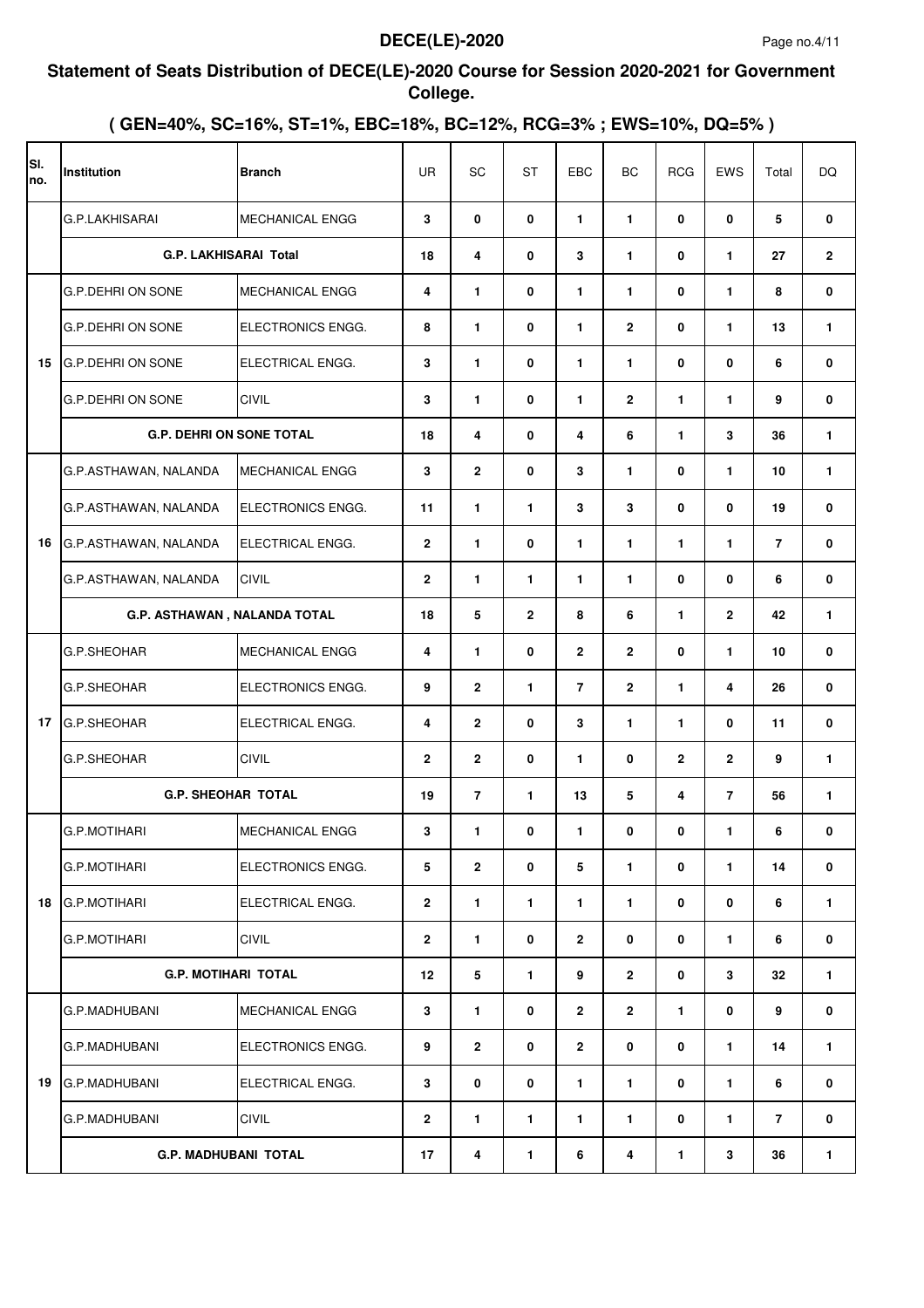**Statement of Seats Distribution of DECE(LE)-2020 Course for Session 2020-2021 for Government College.**

**( GEN=40%, SC=16%, ST=1%, EBC=18%, BC=12%, RCG=3% ; EWS=10%, DQ=5% )**

| Sl. no. | Institution | Branch | UR | SC | ST | EBC | BC | RCG | EWS | Total | DQ |
|---|---|---|---|---|---|---|---|---|---|---|---|
| | G.P.LAKHISARAI | MECHANICAL ENGG | 3 | 0 | 0 | 1 | 1 | 0 | 0 | 5 | 0 |
| | **G.P. LAKHISARAI Total** | | **18** | **4** | **0** | **3** | **1** | **0** | **1** | **27** | **2** |
| 15 | G.P.DEHRI ON SONE | MECHANICAL ENGG | 4 | 1 | 0 | 1 | 1 | 0 | 1 | 8 | 0 |
| | G.P.DEHRI ON SONE | ELECTRONICS ENGG. | 8 | 1 | 0 | 1 | 2 | 0 | 1 | 13 | 1 |
| | G.P.DEHRI ON SONE | ELECTRICAL ENGG. | 3 | 1 | 0 | 1 | 1 | 0 | 0 | 6 | 0 |
| | G.P.DEHRI ON SONE | CIVIL | 3 | 1 | 0 | 1 | 2 | 1 | 1 | 9 | 0 |
| | **G.P. DEHRI ON SONE TOTAL** | | **18** | **4** | **0** | **4** | **6** | **1** | **3** | **36** | **1** |
| 16 | G.P.ASTHAWAN, NALANDA | MECHANICAL ENGG | 3 | 2 | 0 | 3 | 1 | 0 | 1 | 10 | 1 |
| | G.P.ASTHAWAN, NALANDA | ELECTRONICS ENGG. | 11 | 1 | 1 | 3 | 3 | 0 | 0 | 19 | 0 |
| | G.P.ASTHAWAN, NALANDA | ELECTRICAL ENGG. | 2 | 1 | 0 | 1 | 1 | 1 | 1 | 7 | 0 |
| | G.P.ASTHAWAN, NALANDA | CIVIL | 2 | 1 | 1 | 1 | 1 | 0 | 0 | 6 | 0 |
| | **G.P. ASTHAWAN , NALANDA TOTAL** | | **18** | **5** | **2** | **8** | **6** | **1** | **2** | **42** | **1** |
| 17 | G.P.SHEOHAR | MECHANICAL ENGG | 4 | 1 | 0 | 2 | 2 | 0 | 1 | 10 | 0 |
| | G.P.SHEOHAR | ELECTRONICS ENGG. | 9 | 2 | 1 | 7 | 2 | 1 | 4 | 26 | 0 |
| | G.P.SHEOHAR | ELECTRICAL ENGG. | 4 | 2 | 0 | 3 | 1 | 1 | 0 | 11 | 0 |
| | G.P.SHEOHAR | CIVIL | 2 | 2 | 0 | 1 | 0 | 2 | 2 | 9 | 1 |
| | **G.P. SHEOHAR TOTAL** | | **19** | **7** | **1** | **13** | **5** | **4** | **7** | **56** | **1** |
| 18 | G.P.MOTIHARI | MECHANICAL ENGG | 3 | 1 | 0 | 1 | 0 | 0 | 1 | 6 | 0 |
| | G.P.MOTIHARI | ELECTRONICS ENGG. | 5 | 2 | 0 | 5 | 1 | 0 | 1 | 14 | 0 |
| | G.P.MOTIHARI | ELECTRICAL ENGG. | 2 | 1 | 1 | 1 | 1 | 0 | 0 | 6 | 1 |
| | G.P.MOTIHARI | CIVIL | 2 | 1 | 0 | 2 | 0 | 0 | 1 | 6 | 0 |
| | **G.P. MOTIHARI TOTAL** | | **12** | **5** | **1** | **9** | **2** | **0** | **3** | **32** | **1** |
| 19 | G.P.MADHUBANI | MECHANICAL ENGG | 3 | 1 | 0 | 2 | 2 | 1 | 0 | 9 | 0 |
| | G.P.MADHUBANI | ELECTRONICS ENGG. | 9 | 2 | 0 | 2 | 0 | 0 | 1 | 14 | 1 |
| | G.P.MADHUBANI | ELECTRICAL ENGG. | 3 | 0 | 0 | 1 | 1 | 0 | 1 | 6 | 0 |
| | G.P.MADHUBANI | CIVIL | 2 | 1 | 1 | 1 | 1 | 0 | 1 | 7 | 0 |
| | **G.P. MADHUBANI TOTAL** | | **17** | **4** | **1** | **6** | **4** | **1** | **3** | **36** | **1** |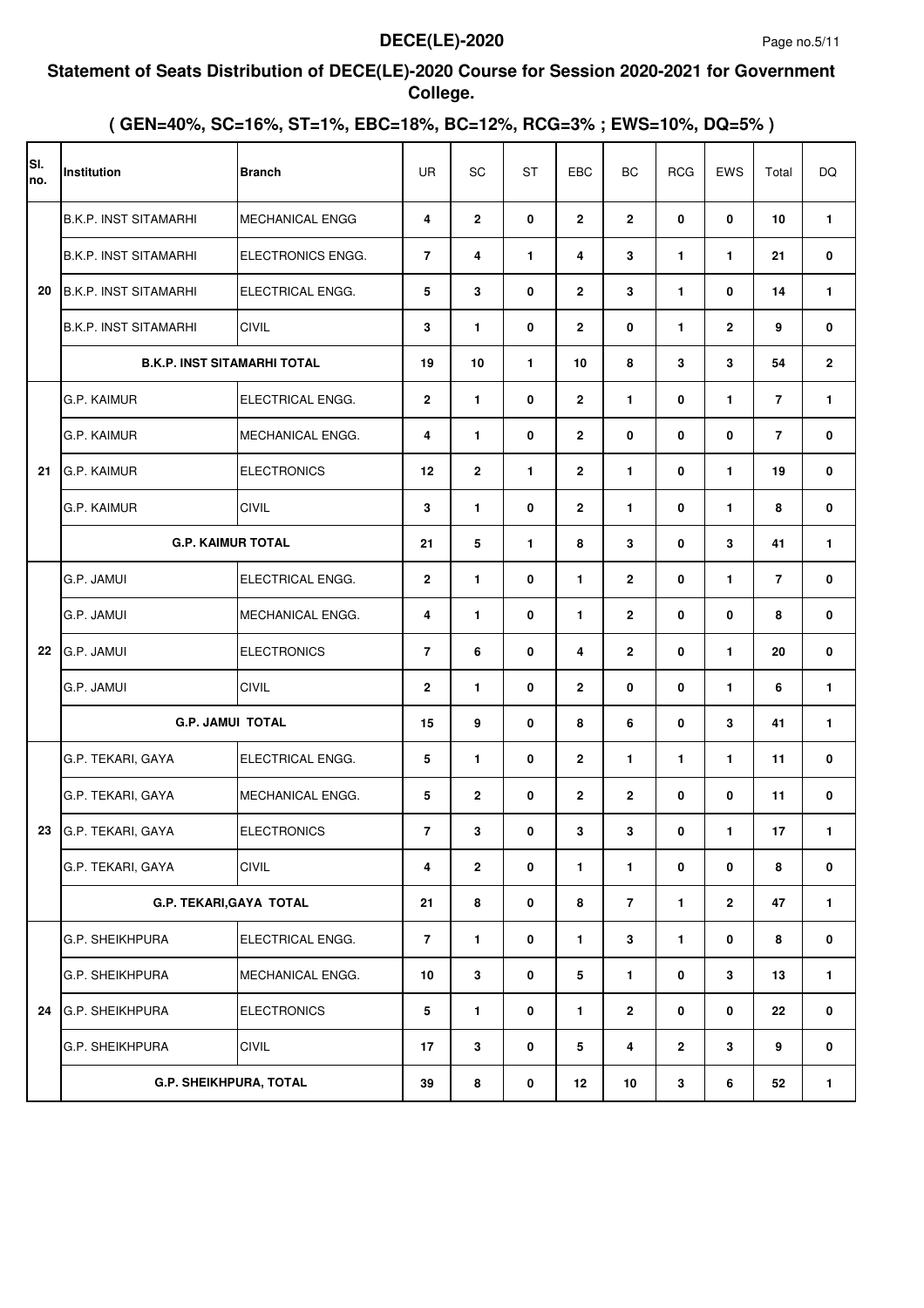## Statement of Seats Distribution of DECE(LE)-2020 Course for Session 2020-2021 for Government College.

### ( GEN=40%, SC=16%, ST=1%, EBC=18%, BC=12%, RCG=3% ; EWS=10%, DQ=5% )

| Sl. no. | Institution | Branch | UR | SC | ST | EBC | BC | RCG | EWS | Total | DQ |
|---|---|---|---|---|---|---|---|---|---|---|---|
| 20 | B.K.P. INST SITAMARHI | MECHANICAL ENGG | 4 | 2 | 0 | 2 | 2 | 0 | 0 | 10 | 1 |
| | B.K.P. INST SITAMARHI | ELECTRONICS ENGG. | 7 | 4 | 1 | 4 | 3 | 1 | 1 | 21 | 0 |
| | B.K.P. INST SITAMARHI | ELECTRICAL ENGG. | 5 | 3 | 0 | 2 | 3 | 1 | 0 | 14 | 1 |
| | B.K.P. INST SITAMARHI | CIVIL | 3 | 1 | 0 | 2 | 0 | 1 | 2 | 9 | 0 |
| | B.K.P. INST SITAMARHI TOTAL | | 19 | 10 | 1 | 10 | 8 | 3 | 3 | 54 | 2 |
| 21 | G.P. KAIMUR | ELECTRICAL ENGG. | 2 | 1 | 0 | 2 | 1 | 0 | 1 | 7 | 1 |
| | G.P. KAIMUR | MECHANICAL ENGG. | 4 | 1 | 0 | 2 | 0 | 0 | 0 | 7 | 0 |
| | G.P. KAIMUR | ELECTRONICS | 12 | 2 | 1 | 2 | 1 | 0 | 1 | 19 | 0 |
| | G.P. KAIMUR | CIVIL | 3 | 1 | 0 | 2 | 1 | 0 | 1 | 8 | 0 |
| | G.P. KAIMUR TOTAL | | 21 | 5 | 1 | 8 | 3 | 0 | 3 | 41 | 1 |
| 22 | G.P. JAMUI | ELECTRICAL ENGG. | 2 | 1 | 0 | 1 | 2 | 0 | 1 | 7 | 0 |
| | G.P. JAMUI | MECHANICAL ENGG. | 4 | 1 | 0 | 1 | 2 | 0 | 0 | 8 | 0 |
| | G.P. JAMUI | ELECTRONICS | 7 | 6 | 0 | 4 | 2 | 0 | 1 | 20 | 0 |
| | G.P. JAMUI | CIVIL | 2 | 1 | 0 | 2 | 0 | 0 | 1 | 6 | 1 |
| | G.P. JAMUI TOTAL | | 15 | 9 | 0 | 8 | 6 | 0 | 3 | 41 | 1 |
| 23 | G.P. TEKARI, GAYA | ELECTRICAL ENGG. | 5 | 1 | 0 | 2 | 1 | 1 | 1 | 11 | 0 |
| | G.P. TEKARI, GAYA | MECHANICAL ENGG. | 5 | 2 | 0 | 2 | 2 | 0 | 0 | 11 | 0 |
| | G.P. TEKARI, GAYA | ELECTRONICS | 7 | 3 | 0 | 3 | 3 | 0 | 1 | 17 | 1 |
| | G.P. TEKARI, GAYA | CIVIL | 4 | 2 | 0 | 1 | 1 | 0 | 0 | 8 | 0 |
| | G.P. TEKARI,GAYA TOTAL | | 21 | 8 | 0 | 8 | 7 | 1 | 2 | 47 | 1 |
| 24 | G.P. SHEIKHPURA | ELECTRICAL ENGG. | 7 | 1 | 0 | 1 | 3 | 1 | 0 | 8 | 0 |
| | G.P. SHEIKHPURA | MECHANICAL ENGG. | 10 | 3 | 0 | 5 | 1 | 0 | 3 | 13 | 1 |
| | G.P. SHEIKHPURA | ELECTRONICS | 5 | 1 | 0 | 1 | 2 | 0 | 0 | 22 | 0 |
| | G.P. SHEIKHPURA | CIVIL | 17 | 3 | 0 | 5 | 4 | 2 | 3 | 9 | 0 |
| | G.P. SHEIKHPURA, TOTAL | | 39 | 8 | 0 | 12 | 10 | 3 | 6 | 52 | 1 |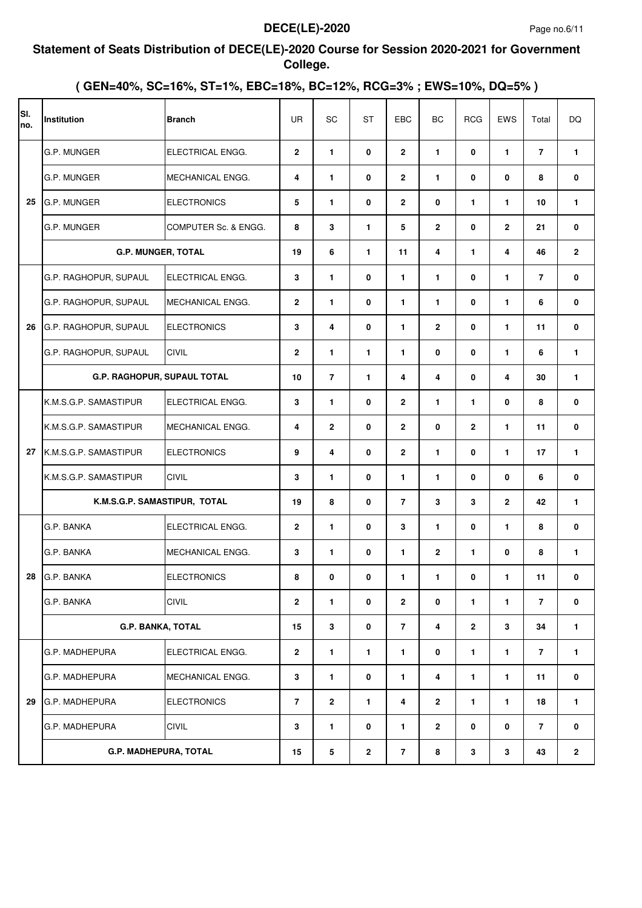## Statement of Seats Distribution of DECE(LE)-2020 Course for Session 2020-2021 for Government College.

### ( GEN=40%, SC=16%, ST=1%, EBC=18%, BC=12%, RCG=3% ; EWS=10%, DQ=5% )

| Sl. no. | Institution | Branch | UR | SC | ST | EBC | BC | RCG | EWS | Total | DQ |
|---|---|---|---|---|---|---|---|---|---|---|---|
| 25 | G.P. MUNGER | ELECTRICAL ENGG. | 2 | 1 | 0 | 2 | 1 | 0 | 1 | 7 | 1 |
| | G.P. MUNGER | MECHANICAL ENGG. | 4 | 1 | 0 | 2 | 1 | 0 | 0 | 8 | 0 |
| | G.P. MUNGER | ELECTRONICS | 5 | 1 | 0 | 2 | 0 | 1 | 1 | 10 | 1 |
| | G.P. MUNGER | COMPUTER Sc. & ENGG. | 8 | 3 | 1 | 5 | 2 | 0 | 2 | 21 | 0 |
| | G.P. MUNGER, TOTAL | | 19 | 6 | 1 | 11 | 4 | 1 | 4 | 46 | 2 |
| 26 | G.P. RAGHOPUR, SUPAUL | ELECTRICAL ENGG. | 3 | 1 | 0 | 1 | 1 | 0 | 1 | 7 | 0 |
| | G.P. RAGHOPUR, SUPAUL | MECHANICAL ENGG. | 2 | 1 | 0 | 1 | 1 | 0 | 1 | 6 | 0 |
| | G.P. RAGHOPUR, SUPAUL | ELECTRONICS | 3 | 4 | 0 | 1 | 2 | 0 | 1 | 11 | 0 |
| | G.P. RAGHOPUR, SUPAUL | CIVIL | 2 | 1 | 1 | 1 | 0 | 0 | 1 | 6 | 1 |
| | G.P. RAGHOPUR, SUPAUL TOTAL | | 10 | 7 | 1 | 4 | 4 | 0 | 4 | 30 | 1 |
| 27 | K.M.S.G.P. SAMASTIPUR | ELECTRICAL ENGG. | 3 | 1 | 0 | 2 | 1 | 1 | 0 | 8 | 0 |
| | K.M.S.G.P. SAMASTIPUR | MECHANICAL ENGG. | 4 | 2 | 0 | 2 | 0 | 2 | 1 | 11 | 0 |
| | K.M.S.G.P. SAMASTIPUR | ELECTRONICS | 9 | 4 | 0 | 2 | 1 | 0 | 1 | 17 | 1 |
| | K.M.S.G.P. SAMASTIPUR | CIVIL | 3 | 1 | 0 | 1 | 1 | 0 | 0 | 6 | 0 |
| | K.M.S.G.P. SAMASTIPUR, TOTAL | | 19 | 8 | 0 | 7 | 3 | 3 | 2 | 42 | 1 |
| 28 | G.P. BANKA | ELECTRICAL ENGG. | 2 | 1 | 0 | 3 | 1 | 0 | 1 | 8 | 0 |
| | G.P. BANKA | MECHANICAL ENGG. | 3 | 1 | 0 | 1 | 2 | 1 | 0 | 8 | 1 |
| | G.P. BANKA | ELECTRONICS | 8 | 0 | 0 | 1 | 1 | 0 | 1 | 11 | 0 |
| | G.P. BANKA | CIVIL | 2 | 1 | 0 | 2 | 0 | 1 | 1 | 7 | 0 |
| | G.P. BANKA, TOTAL | | 15 | 3 | 0 | 7 | 4 | 2 | 3 | 34 | 1 |
| 29 | G.P. MADHEPURA | ELECTRICAL ENGG. | 2 | 1 | 1 | 1 | 0 | 1 | 1 | 7 | 1 |
| | G.P. MADHEPURA | MECHANICAL ENGG. | 3 | 1 | 0 | 1 | 4 | 1 | 1 | 11 | 0 |
| | G.P. MADHEPURA | ELECTRONICS | 7 | 2 | 1 | 4 | 2 | 1 | 1 | 18 | 1 |
| | G.P. MADHEPURA | CIVIL | 3 | 1 | 0 | 1 | 2 | 0 | 0 | 7 | 0 |
| | G.P. MADHEPURA, TOTAL | | 15 | 5 | 2 | 7 | 8 | 3 | 3 | 43 | 2 |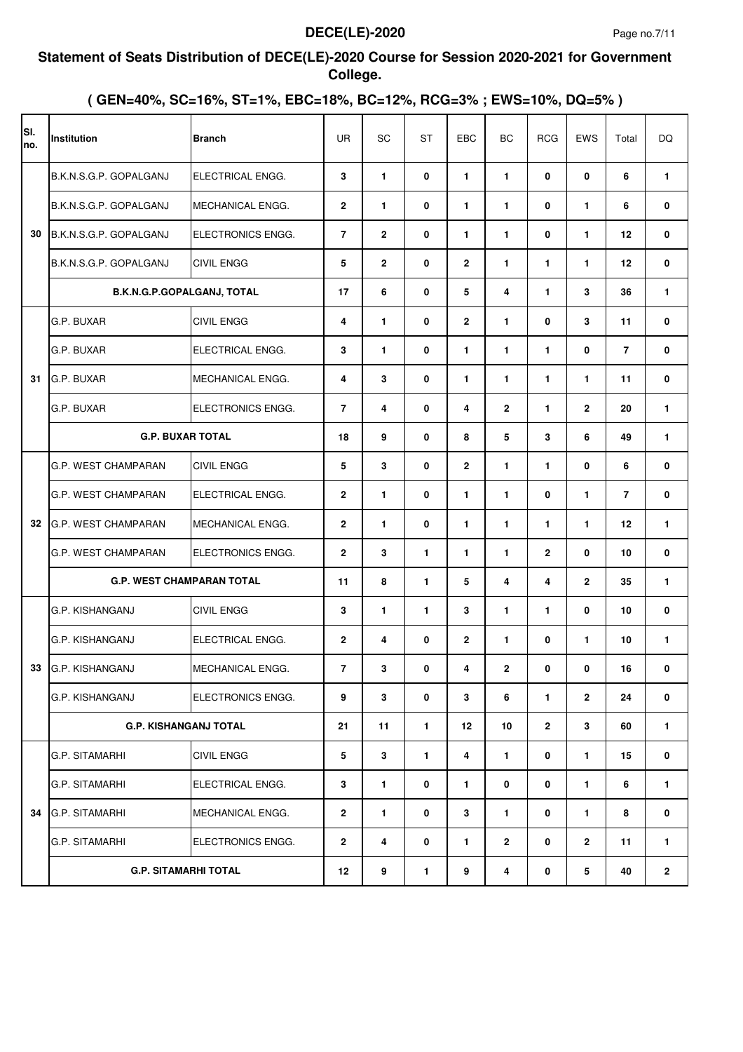**DECE(LE)-2020**

## Statement of Seats Distribution of DECE(LE)-2020 Course for Session 2020-2021 for Government College.

### ( GEN=40%, SC=16%, ST=1%, EBC=18%, BC=12%, RCG=3% ; EWS=10%, DQ=5% )

| Sl. no. | Institution | Branch | UR | SC | ST | EBC | BC | RCG | EWS | Total | DQ |
|---|---|---|---|---|---|---|---|---|---|---|---|
| 30 | B.K.N.S.G.P. GOPALGANJ | ELECTRICAL ENGG. | **3** | **1** | **0** | **1** | **1** | **0** | **0** | **6** | **1** |
| | B.K.N.S.G.P. GOPALGANJ | MECHANICAL ENGG. | **2** | **1** | **0** | **1** | **1** | **0** | **1** | **6** | **0** |
| | B.K.N.S.G.P. GOPALGANJ | ELECTRONICS ENGG. | **7** | **2** | **0** | **1** | **1** | **0** | **1** | **12** | **0** |
| | B.K.N.S.G.P. GOPALGANJ | CIVIL ENGG | **5** | **2** | **0** | **2** | **1** | **1** | **1** | **12** | **0** |
| | **B.K.N.G.P.GOPALGANJ, TOTAL** | | **17** | **6** | **0** | **5** | **4** | **1** | **3** | **36** | **1** |
| 31 | G.P. BUXAR | CIVIL ENGG | **4** | **1** | **0** | **2** | **1** | **0** | **3** | **11** | **0** |
| | G.P. BUXAR | ELECTRICAL ENGG. | **3** | **1** | **0** | **1** | **1** | **1** | **0** | **7** | **0** |
| | G.P. BUXAR | MECHANICAL ENGG. | **4** | **3** | **0** | **1** | **1** | **1** | **1** | **11** | **0** |
| | G.P. BUXAR | ELECTRONICS ENGG. | **7** | **4** | **0** | **4** | **2** | **1** | **2** | **20** | **1** |
| | **G.P. BUXAR TOTAL** | | **18** | **9** | **0** | **8** | **5** | **3** | **6** | **49** | **1** |
| 32 | G.P. WEST CHAMPARAN | CIVIL ENGG | **5** | **3** | **0** | **2** | **1** | **1** | **0** | **6** | **0** |
| | G.P. WEST CHAMPARAN | ELECTRICAL ENGG. | **2** | **1** | **0** | **1** | **1** | **0** | **1** | **7** | **0** |
| | G.P. WEST CHAMPARAN | MECHANICAL ENGG. | **2** | **1** | **0** | **1** | **1** | **1** | **1** | **12** | **1** |
| | G.P. WEST CHAMPARAN | ELECTRONICS ENGG. | **2** | **3** | **1** | **1** | **1** | **2** | **0** | **10** | **0** |
| | **G.P. WEST CHAMPARAN TOTAL** | | **11** | **8** | **1** | **5** | **4** | **4** | **2** | **35** | **1** |
| 33 | G.P. KISHANGANJ | CIVIL ENGG | **3** | **1** | **1** | **3** | **1** | **1** | **0** | **10** | **0** |
| | G.P. KISHANGANJ | ELECTRICAL ENGG. | **2** | **4** | **0** | **2** | **1** | **0** | **1** | **10** | **1** |
| | G.P. KISHANGANJ | MECHANICAL ENGG. | **7** | **3** | **0** | **4** | **2** | **0** | **0** | **16** | **0** |
| | G.P. KISHANGANJ | ELECTRONICS ENGG. | **9** | **3** | **0** | **3** | **6** | **1** | **2** | **24** | **0** |
| | **G.P. KISHANGANJ TOTAL** | | **21** | **11** | **1** | **12** | **10** | **2** | **3** | **60** | **1** |
| 34 | G.P. SITAMARHI | CIVIL ENGG | **5** | **3** | **1** | **4** | **1** | **0** | **1** | **15** | **0** |
| | G.P. SITAMARHI | ELECTRICAL ENGG. | **3** | **1** | **0** | **1** | **0** | **0** | **1** | **6** | **1** |
| | G.P. SITAMARHI | MECHANICAL ENGG. | **2** | **1** | **0** | **3** | **1** | **0** | **1** | **8** | **0** |
| | G.P. SITAMARHI | ELECTRONICS ENGG. | **2** | **4** | **0** | **1** | **2** | **0** | **2** | **11** | **1** |
| | **G.P. SITAMARHI TOTAL** | | **12** | **9** | **1** | **9** | **4** | **0** | **5** | **40** | **2** |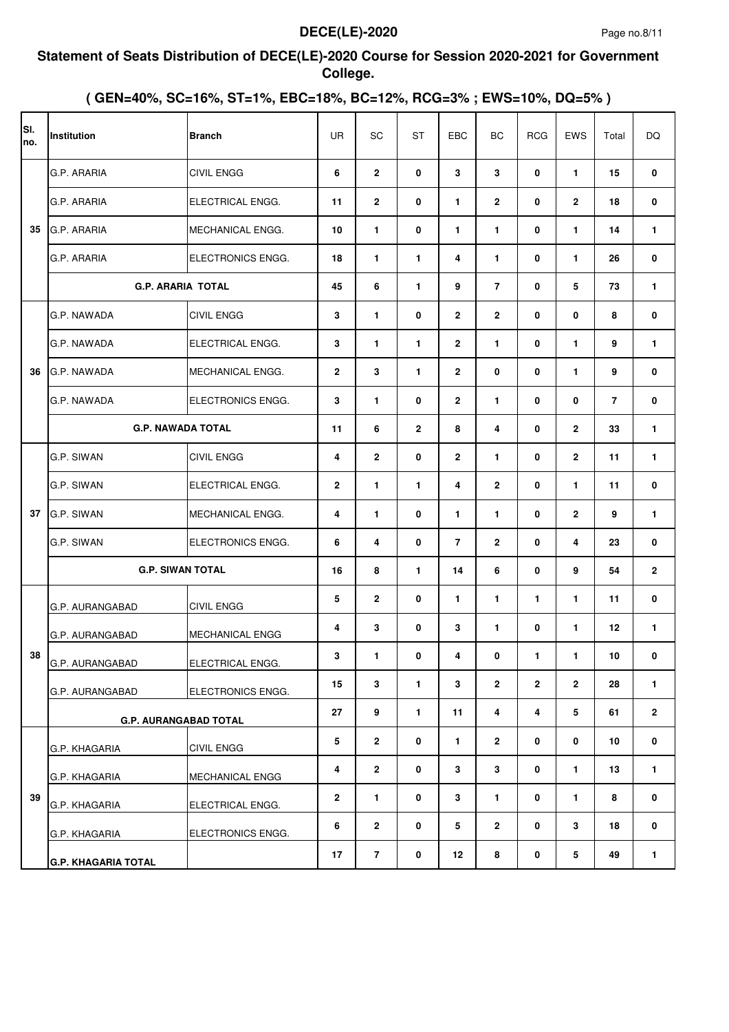## Statement of Seats Distribution of DECE(LE)-2020 Course for Session 2020-2021 for Government College.

### ( GEN=40%, SC=16%, ST=1%, EBC=18%, BC=12%, RCG=3% ; EWS=10%, DQ=5% )

| Sl. no. | Institution | Branch | UR | SC | ST | EBC | BC | RCG | EWS | Total | DQ |
|---|---|---|---|---|---|---|---|---|---|---|---|
| 35 | G.P. ARARIA | CIVIL ENGG | 6 | 2 | 0 | 3 | 3 | 0 | 1 | 15 | 0 |
| | G.P. ARARIA | ELECTRICAL ENGG. | 11 | 2 | 0 | 1 | 2 | 0 | 2 | 18 | 0 |
| | G.P. ARARIA | MECHANICAL ENGG. | 10 | 1 | 0 | 1 | 1 | 0 | 1 | 14 | 1 |
| | G.P. ARARIA | ELECTRONICS ENGG. | 18 | 1 | 1 | 4 | 1 | 0 | 1 | 26 | 0 |
| | G.P. ARARIA TOTAL | | 45 | 6 | 1 | 9 | 7 | 0 | 5 | 73 | 1 |
| 36 | G.P. NAWADA | CIVIL ENGG | 3 | 1 | 0 | 2 | 2 | 0 | 0 | 8 | 0 |
| | G.P. NAWADA | ELECTRICAL ENGG. | 3 | 1 | 1 | 2 | 1 | 0 | 1 | 9 | 1 |
| | G.P. NAWADA | MECHANICAL ENGG. | 2 | 3 | 1 | 2 | 0 | 0 | 1 | 9 | 0 |
| | G.P. NAWADA | ELECTRONICS ENGG. | 3 | 1 | 0 | 2 | 1 | 0 | 0 | 7 | 0 |
| | G.P. NAWADA TOTAL | | 11 | 6 | 2 | 8 | 4 | 0 | 2 | 33 | 1 |
| 37 | G.P. SIWAN | CIVIL ENGG | 4 | 2 | 0 | 2 | 1 | 0 | 2 | 11 | 1 |
| | G.P. SIWAN | ELECTRICAL ENGG. | 2 | 1 | 1 | 4 | 2 | 0 | 1 | 11 | 0 |
| | G.P. SIWAN | MECHANICAL ENGG. | 4 | 1 | 0 | 1 | 1 | 0 | 2 | 9 | 1 |
| | G.P. SIWAN | ELECTRONICS ENGG. | 6 | 4 | 0 | 7 | 2 | 0 | 4 | 23 | 0 |
| | G.P. SIWAN TOTAL | | 16 | 8 | 1 | 14 | 6 | 0 | 9 | 54 | 2 |
| 38 | G.P. AURANGABAD | CIVIL ENGG | 5 | 2 | 0 | 1 | 1 | 1 | 1 | 11 | 0 |
| | G.P. AURANGABAD | MECHANICAL ENGG | 4 | 3 | 0 | 3 | 1 | 0 | 1 | 12 | 1 |
| | G.P. AURANGABAD | ELECTRICAL ENGG. | 3 | 1 | 0 | 4 | 0 | 1 | 1 | 10 | 0 |
| | G.P. AURANGABAD | ELECTRONICS ENGG. | 15 | 3 | 1 | 3 | 2 | 2 | 2 | 28 | 1 |
| | G.P. AURANGABAD TOTAL | | 27 | 9 | 1 | 11 | 4 | 4 | 5 | 61 | 2 |
| 39 | G.P. KHAGARIA | CIVIL ENGG | 5 | 2 | 0 | 1 | 2 | 0 | 0 | 10 | 0 |
| | G.P. KHAGARIA | MECHANICAL ENGG | 4 | 2 | 0 | 3 | 3 | 0 | 1 | 13 | 1 |
| | G.P. KHAGARIA | ELECTRICAL ENGG. | 2 | 1 | 0 | 3 | 1 | 0 | 1 | 8 | 0 |
| | G.P. KHAGARIA | ELECTRONICS ENGG. | 6 | 2 | 0 | 5 | 2 | 0 | 3 | 18 | 0 |
| | G.P. KHAGARIA TOTAL | | 17 | 7 | 0 | 12 | 8 | 0 | 5 | 49 | 1 |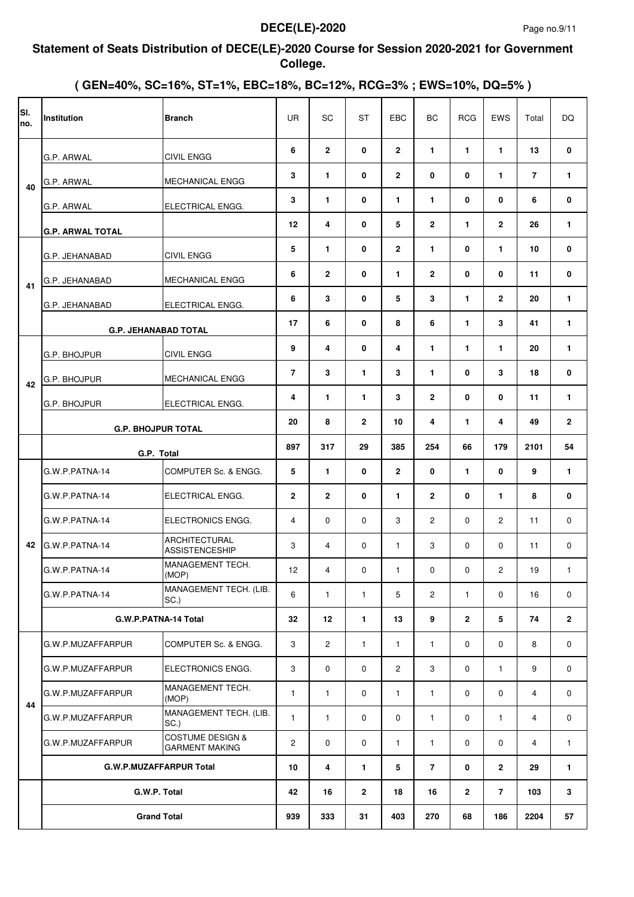## Statement of Seats Distribution of DECE(LE)-2020 Course for Session 2020-2021 for Government College.

### ( GEN=40%, SC=16%, ST=1%, EBC=18%, BC=12%, RCG=3% ; EWS=10%, DQ=5% )

| Sl. no. | Institution | Branch | UR | SC | ST | EBC | BC | RCG | EWS | Total | DQ |
|---|---|---|---|---|---|---|---|---|---|---|---|
| 40 | G.P. ARWAL | CIVIL ENGG | 6 | 2 | 0 | 2 | 1 | 1 | 1 | 13 | 0 |
| | G.P. ARWAL | MECHANICAL ENGG | 3 | 1 | 0 | 2 | 0 | 0 | 1 | 7 | 1 |
| | G.P. ARWAL | ELECTRICAL ENGG. | 3 | 1 | 0 | 1 | 1 | 0 | 0 | 6 | 0 |
| | **G.P. ARWAL TOTAL** | | **12** | **4** | **0** | **5** | **2** | **1** | **2** | **26** | **1** |
| 41 | G.P. JEHANABAD | CIVIL ENGG | 5 | 1 | 0 | 2 | 1 | 0 | 1 | 10 | 0 |
| | G.P. JEHANABAD | MECHANICAL ENGG | 6 | 2 | 0 | 1 | 2 | 0 | 0 | 11 | 0 |
| | G.P. JEHANABAD | ELECTRICAL ENGG. | 6 | 3 | 0 | 5 | 3 | 1 | 2 | 20 | 1 |
| | **G.P. JEHANABAD TOTAL** | | **17** | **6** | **0** | **8** | **6** | **1** | **3** | **41** | **1** |
| 42 | G.P. BHOJPUR | CIVIL ENGG | 9 | 4 | 0 | 4 | 1 | 1 | 1 | 20 | 1 |
| | G.P. BHOJPUR | MECHANICAL ENGG | 7 | 3 | 1 | 3 | 1 | 0 | 3 | 18 | 0 |
| | G.P. BHOJPUR | ELECTRICAL ENGG. | 4 | 1 | 1 | 3 | 2 | 0 | 0 | 11 | 1 |
| | **G.P. BHOJPUR TOTAL** | | **20** | **8** | **2** | **10** | **4** | **1** | **4** | **49** | **2** |
| | **G.P. Total** | | **897** | **317** | **29** | **385** | **254** | **66** | **179** | **2101** | **54** |
| 42 | G.W.P.PATNA-14 | COMPUTER Sc. & ENGG. | 5 | 1 | 0 | 2 | 0 | 1 | 0 | 9 | 1 |
| | G.W.P.PATNA-14 | ELECTRICAL ENGG. | 2 | 2 | 0 | 1 | 2 | 0 | 1 | 8 | 0 |
| | G.W.P.PATNA-14 | ELECTRONICS ENGG. | 4 | 0 | 0 | 3 | 2 | 0 | 2 | 11 | 0 |
| | G.W.P.PATNA-14 | ARCHITECTURAL ASSISTENCESHIP | 3 | 4 | 0 | 1 | 3 | 0 | 0 | 11 | 0 |
| | G.W.P.PATNA-14 | MANAGEMENT TECH. (MOP) | 12 | 4 | 0 | 1 | 0 | 0 | 2 | 19 | 1 |
| | G.W.P.PATNA-14 | MANAGEMENT TECH. (LIB. SC.) | 6 | 1 | 1 | 5 | 2 | 1 | 0 | 16 | 0 |
| | **G.W.P.PATNA-14 Total** | | **32** | **12** | **1** | **13** | **9** | **2** | **5** | **74** | **2** |
| 44 | G.W.P.MUZAFFARPUR | COMPUTER Sc. & ENGG. | 3 | 2 | 1 | 1 | 1 | 0 | 0 | 8 | 0 |
| | G.W.P.MUZAFFARPUR | ELECTRONICS ENGG. | 3 | 0 | 0 | 2 | 3 | 0 | 1 | 9 | 0 |
| | G.W.P.MUZAFFARPUR | MANAGEMENT TECH. (MOP) | 1 | 1 | 0 | 1 | 1 | 0 | 0 | 4 | 0 |
| | G.W.P.MUZAFFARPUR | MANAGEMENT TECH. (LIB. SC.) | 1 | 1 | 0 | 0 | 1 | 0 | 1 | 4 | 0 |
| | G.W.P.MUZAFFARPUR | COSTUME DESIGN & GARMENT MAKING | 2 | 0 | 0 | 1 | 1 | 0 | 0 | 4 | 1 |
| | **G.W.P.MUZAFFARPUR Total** | | **10** | **4** | **1** | **5** | **7** | **0** | **2** | **29** | **1** |
| | **G.W.P. Total** | | **42** | **16** | **2** | **18** | **16** | **2** | **7** | **103** | **3** |
| | **Grand Total** | | **939** | **333** | **31** | **403** | **270** | **68** | **186** | **2204** | **57** |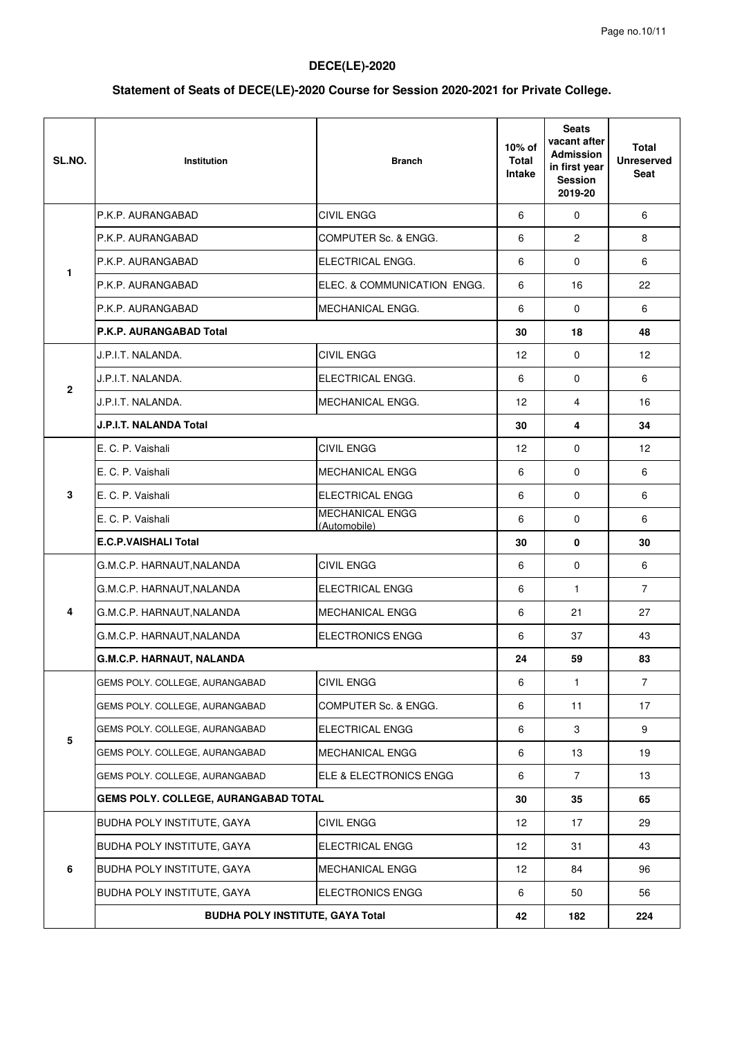**DECE(LE)-2020**

**Statement of Seats of DECE(LE)-2020 Course for Session 2020-2021 for Private College.**

| SL.NO. | Institution | Branch | 10% of Total Intake | Seats vacant after Admission in first year Session 2019-20 | Total Unreserved Seat |
|---|---|---|---|---|---|
| 1 | P.K.P. AURANGABAD | CIVIL ENGG | 6 | 0 | 6 |
| | P.K.P. AURANGABAD | COMPUTER Sc. & ENGG. | 6 | 2 | 8 |
| | P.K.P. AURANGABAD | ELECTRICAL ENGG. | 6 | 0 | 6 |
| | P.K.P. AURANGABAD | ELEC. & COMMUNICATION ENGG. | 6 | 16 | 22 |
| | P.K.P. AURANGABAD | MECHANICAL ENGG. | 6 | 0 | 6 |
| | **P.K.P. AURANGABAD Total** | | **30** | **18** | **48** |
| 2 | J.P.I.T. NALANDA. | CIVIL ENGG | 12 | 0 | 12 |
| | J.P.I.T. NALANDA. | ELECTRICAL ENGG. | 6 | 0 | 6 |
| | J.P.I.T. NALANDA. | MECHANICAL ENGG. | 12 | 4 | 16 |
| | **J.P.I.T. NALANDA Total** | | **30** | **4** | **34** |
| 3 | E. C. P. Vaishali | CIVIL ENGG | 12 | 0 | 12 |
| | E. C. P. Vaishali | MECHANICAL ENGG | 6 | 0 | 6 |
| | E. C. P. Vaishali | ELECTRICAL ENGG | 6 | 0 | 6 |
| | E. C. P. Vaishali | MECHANICAL ENGG (Automobile) | 6 | 0 | 6 |
| | **E.C.P.VAISHALI Total** | | **30** | **0** | **30** |
| 4 | G.M.C.P. HARNAUT,NALANDA | CIVIL ENGG | 6 | 0 | 6 |
| | G.M.C.P. HARNAUT,NALANDA | ELECTRICAL ENGG | 6 | 1 | 7 |
| | G.M.C.P. HARNAUT,NALANDA | MECHANICAL ENGG | 6 | 21 | 27 |
| | G.M.C.P. HARNAUT,NALANDA | ELECTRONICS ENGG | 6 | 37 | 43 |
| | **G.M.C.P. HARNAUT, NALANDA** | | **24** | **59** | **83** |
| 5 | GEMS POLY. COLLEGE, AURANGABAD | CIVIL ENGG | 6 | 1 | 7 |
| | GEMS POLY. COLLEGE, AURANGABAD | COMPUTER Sc. & ENGG. | 6 | 11 | 17 |
| | GEMS POLY. COLLEGE, AURANGABAD | ELECTRICAL ENGG | 6 | 3 | 9 |
| | GEMS POLY. COLLEGE, AURANGABAD | MECHANICAL ENGG | 6 | 13 | 19 |
| | GEMS POLY. COLLEGE, AURANGABAD | ELE & ELECTRONICS ENGG | 6 | 7 | 13 |
| | **GEMS POLY. COLLEGE, AURANGABAD TOTAL** | | **30** | **35** | **65** |
| 6 | BUDHA POLY INSTITUTE, GAYA | CIVIL ENGG | 12 | 17 | 29 |
| | BUDHA POLY INSTITUTE, GAYA | ELECTRICAL ENGG | 12 | 31 | 43 |
| | BUDHA POLY INSTITUTE, GAYA | MECHANICAL ENGG | 12 | 84 | 96 |
| | BUDHA POLY INSTITUTE, GAYA | ELECTRONICS ENGG | 6 | 50 | 56 |
| | **BUDHA POLY INSTITUTE, GAYA Total** | | **42** | **182** | **224** |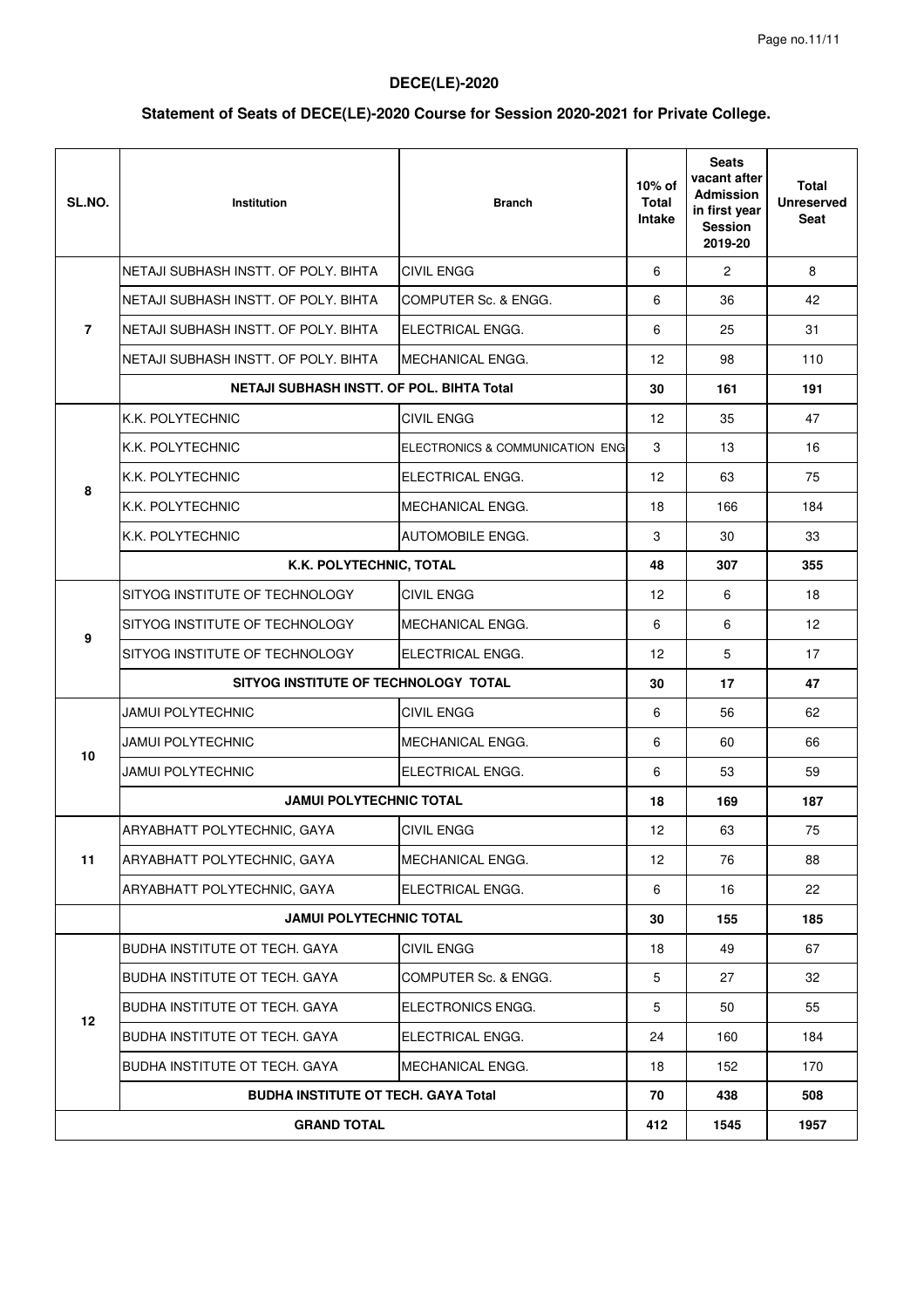**DECE(LE)-2020**

**Statement of Seats of DECE(LE)-2020 Course for Session 2020-2021 for Private College.**

| SL.NO. | Institution | Branch | 10% of Total Intake | Seats vacant after Admission in first year Session 2019-20 | Total Unreserved Seat |
|---|---|---|---|---|---|
| 7 | NETAJI SUBHASH INSTT. OF POLY. BIHTA | CIVIL ENGG | 6 | 2 | 8 |
| | NETAJI SUBHASH INSTT. OF POLY. BIHTA | COMPUTER Sc. & ENGG. | 6 | 36 | 42 |
| | NETAJI SUBHASH INSTT. OF POLY. BIHTA | ELECTRICAL ENGG. | 6 | 25 | 31 |
| | NETAJI SUBHASH INSTT. OF POLY. BIHTA | MECHANICAL ENGG. | 12 | 98 | 110 |
| | **NETAJI SUBHASH INSTT. OF POL. BIHTA Total** | | **30** | **161** | **191** |
| 8 | K.K. POLYTECHNIC | CIVIL ENGG | 12 | 35 | 47 |
| | K.K. POLYTECHNIC | ELECTRONICS & COMMUNICATION ENG | 3 | 13 | 16 |
| | K.K. POLYTECHNIC | ELECTRICAL ENGG. | 12 | 63 | 75 |
| | K.K. POLYTECHNIC | MECHANICAL ENGG. | 18 | 166 | 184 |
| | K.K. POLYTECHNIC | AUTOMOBILE ENGG. | 3 | 30 | 33 |
| | **K.K. POLYTECHNIC, TOTAL** | | **48** | **307** | **355** |
| 9 | SITYOG INSTITUTE OF TECHNOLOGY | CIVIL ENGG | 12 | 6 | 18 |
| | SITYOG INSTITUTE OF TECHNOLOGY | MECHANICAL ENGG. | 6 | 6 | 12 |
| | SITYOG INSTITUTE OF TECHNOLOGY | ELECTRICAL ENGG. | 12 | 5 | 17 |
| | **SITYOG INSTITUTE OF TECHNOLOGY TOTAL** | | **30** | **17** | **47** |
| 10 | JAMUI POLYTECHNIC | CIVIL ENGG | 6 | 56 | 62 |
| | JAMUI POLYTECHNIC | MECHANICAL ENGG. | 6 | 60 | 66 |
| | JAMUI POLYTECHNIC | ELECTRICAL ENGG. | 6 | 53 | 59 |
| | **JAMUI POLYTECHNIC TOTAL** | | **18** | **169** | **187** |
| 11 | ARYABHATT POLYTECHNIC, GAYA | CIVIL ENGG | 12 | 63 | 75 |
| | ARYABHATT POLYTECHNIC, GAYA | MECHANICAL ENGG. | 12 | 76 | 88 |
| | ARYABHATT POLYTECHNIC, GAYA | ELECTRICAL ENGG. | 6 | 16 | 22 |
| | **JAMUI POLYTECHNIC TOTAL** | | **30** | **155** | **185** |
| 12 | BUDHA INSTITUTE OT TECH. GAYA | CIVIL ENGG | 18 | 49 | 67 |
| | BUDHA INSTITUTE OT TECH. GAYA | COMPUTER Sc. & ENGG. | 5 | 27 | 32 |
| | BUDHA INSTITUTE OT TECH. GAYA | ELECTRONICS ENGG. | 5 | 50 | 55 |
| | BUDHA INSTITUTE OT TECH. GAYA | ELECTRICAL ENGG. | 24 | 160 | 184 |
| | BUDHA INSTITUTE OT TECH. GAYA | MECHANICAL ENGG. | 18 | 152 | 170 |
| | **BUDHA INSTITUTE OT TECH. GAYA Total** | | **70** | **438** | **508** |
| **GRAND TOTAL** | | | **412** | **1545** | **1957** |